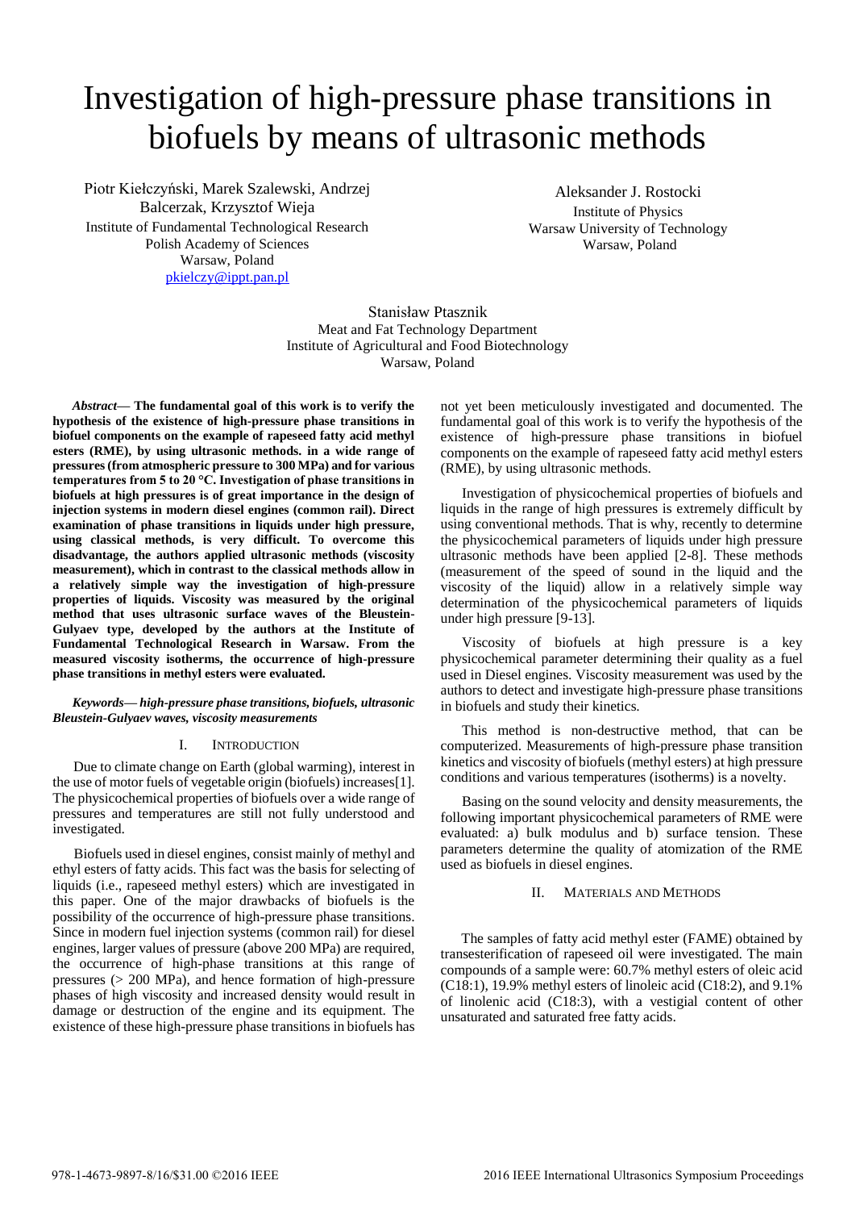# Investigation of high-pressure phase transitions in biofuels by means of ultrasonic methods

Piotr Kiełczyński, Marek Szalewski, Andrzej Balcerzak, Krzysztof Wieja
Institute of Fundamental Technological Research
Polish Academy of Sciences
Warsaw, Poland
pkielczy@ippt.pan.pl

Aleksander J. Rostocki
Institute of Physics
Warsaw University of Technology
Warsaw, Poland

Stanisław Ptasznik
Meat and Fat Technology Department
Institute of Agricultural and Food Biotechnology
Warsaw, Poland

***Abstract*— The fundamental goal of this work is to verify the hypothesis of the existence of high-pressure phase transitions in biofuel components on the example of rapeseed fatty acid methyl esters (RME), by using ultrasonic methods. in a wide range of pressures (from atmospheric pressure to 300 MPa) and for various temperatures from 5 to 20 °C. Investigation of phase transitions in biofuels at high pressures is of great importance in the design of injection systems in modern diesel engines (common rail). Direct examination of phase transitions in liquids under high pressure, using classical methods, is very difficult. To overcome this disadvantage, the authors applied ultrasonic methods (viscosity measurement), which in contrast to the classical methods allow in a relatively simple way the investigation of high-pressure properties of liquids. Viscosity was measured by the original method that uses ultrasonic surface waves of the Bleustein-Gulyaev type, developed by the authors at the Institute of Fundamental Technological Research in Warsaw. From the measured viscosity isotherms, the occurrence of high-pressure phase transitions in methyl esters were evaluated.**

***Keywords— high-pressure phase transitions, biofuels, ultrasonic Bleustein-Gulyaev waves, viscosity measurements***

## I. Introduction

Due to climate change on Earth (global warming), interest in the use of motor fuels of vegetable origin (biofuels) increases[1]. The physicochemical properties of biofuels over a wide range of pressures and temperatures are still not fully understood and investigated.

Biofuels used in diesel engines, consist mainly of methyl and ethyl esters of fatty acids. This fact was the basis for selecting of liquids (i.e., rapeseed methyl esters) which are investigated in this paper. One of the major drawbacks of biofuels is the possibility of the occurrence of high-pressure phase transitions. Since in modern fuel injection systems (common rail) for diesel engines, larger values of pressure (above 200 MPa) are required, the occurrence of high-phase transitions at this range of pressures (> 200 MPa), and hence formation of high-pressure phases of high viscosity and increased density would result in damage or destruction of the engine and its equipment. The existence of these high-pressure phase transitions in biofuels has not yet been meticulously investigated and documented. The fundamental goal of this work is to verify the hypothesis of the existence of high-pressure phase transitions in biofuel components on the example of rapeseed fatty acid methyl esters (RME), by using ultrasonic methods.

Investigation of physicochemical properties of biofuels and liquids in the range of high pressures is extremely difficult by using conventional methods. That is why, recently to determine the physicochemical parameters of liquids under high pressure ultrasonic methods have been applied [2-8]. These methods (measurement of the speed of sound in the liquid and the viscosity of the liquid) allow in a relatively simple way determination of the physicochemical parameters of liquids under high pressure [9-13].

Viscosity of biofuels at high pressure is a key physicochemical parameter determining their quality as a fuel used in Diesel engines. Viscosity measurement was used by the authors to detect and investigate high-pressure phase transitions in biofuels and study their kinetics.

This method is non-destructive method, that can be computerized. Measurements of high-pressure phase transition kinetics and viscosity of biofuels (methyl esters) at high pressure conditions and various temperatures (isotherms) is a novelty.

Basing on the sound velocity and density measurements, the following important physicochemical parameters of RME were evaluated: a) bulk modulus and b) surface tension. These parameters determine the quality of atomization of the RME used as biofuels in diesel engines.

## II. Materials and Methods

The samples of fatty acid methyl ester (FAME) obtained by transesterification of rapeseed oil were investigated. The main compounds of a sample were: 60.7% methyl esters of oleic acid (C18:1), 19.9% methyl esters of linoleic acid (C18:2), and 9.1% of linolenic acid (C18:3), with a vestigial content of other unsaturated and saturated free fatty acids.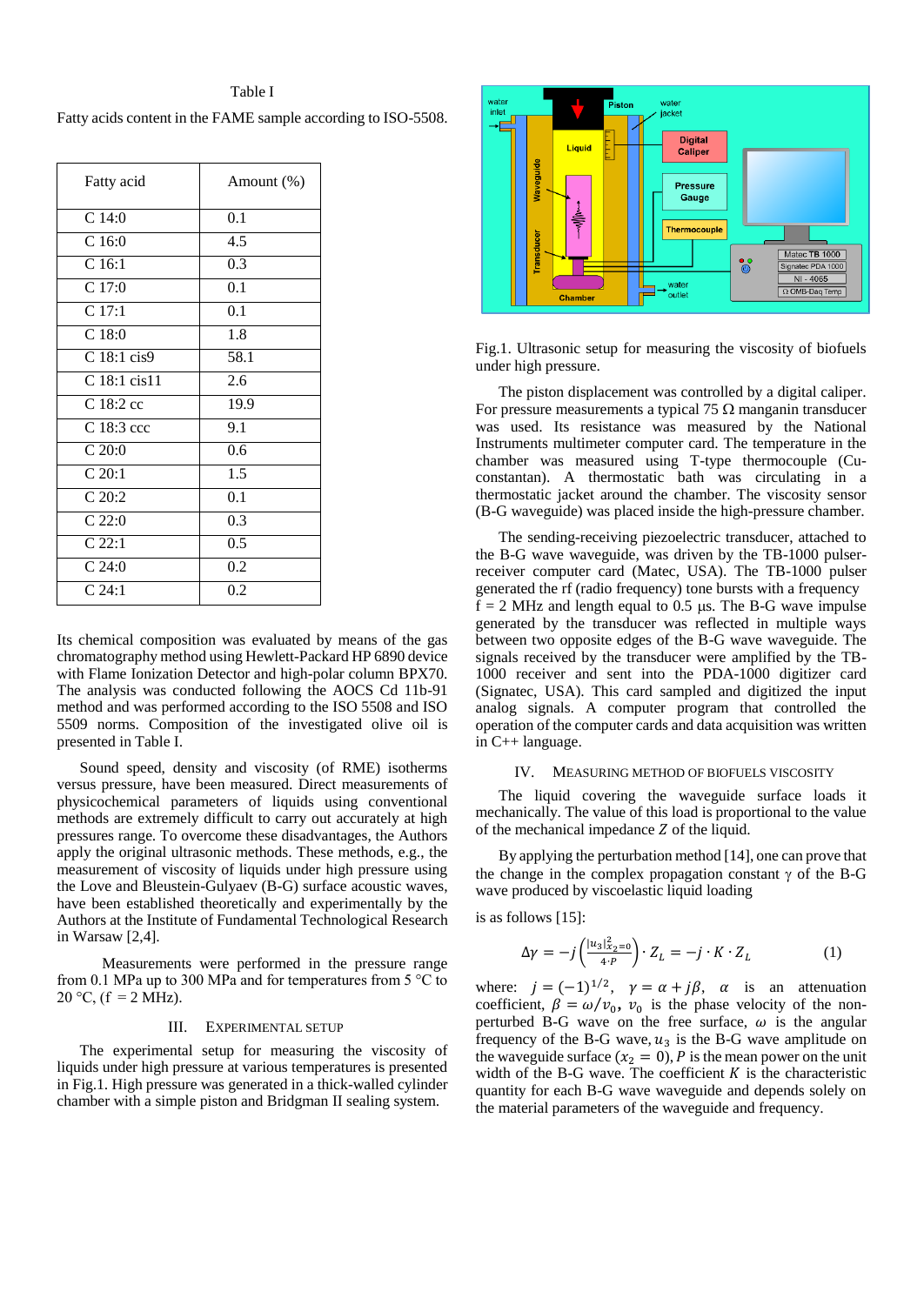Table I

Fatty acids content in the FAME sample according to ISO-5508.

| Fatty acid | Amount (%) |
|---|---|
| C 14:0 | 0.1 |
| C 16:0 | 4.5 |
| C 16:1 | 0.3 |
| C 17:0 | 0.1 |
| C 17:1 | 0.1 |
| C 18:0 | 1.8 |
| C 18:1 cis9 | 58.1 |
| C 18:1 cis11 | 2.6 |
| C 18:2 cc | 19.9 |
| C 18:3 ccc | 9.1 |
| C 20:0 | 0.6 |
| C 20:1 | 1.5 |
| C 20:2 | 0.1 |
| C 22:0 | 0.3 |
| C 22:1 | 0.5 |
| C 24:0 | 0.2 |
| C 24:1 | 0.2 |

Its chemical composition was evaluated by means of the gas chromatography method using Hewlett-Packard HP 6890 device with Flame Ionization Detector and high-polar column BPX70. The analysis was conducted following the AOCS Cd 11b-91 method and was performed according to the ISO 5508 and ISO 5509 norms. Composition of the investigated olive oil is presented in Table I.

Sound speed, density and viscosity (of RME) isotherms versus pressure, have been measured. Direct measurements of physicochemical parameters of liquids using conventional methods are extremely difficult to carry out accurately at high pressures range. To overcome these disadvantages, the Authors apply the original ultrasonic methods. These methods, e.g., the measurement of viscosity of liquids under high pressure using the Love and Bleustein-Gulyaev (B-G) surface acoustic waves, have been established theoretically and experimentally by the Authors at the Institute of Fundamental Technological Research in Warsaw [2,4].

Measurements were performed in the pressure range from 0.1 MPa up to 300 MPa and for temperatures from 5 °C to 20 °C, (f = 2 MHz).

## III. Experimental Setup

The experimental setup for measuring the viscosity of liquids under high pressure at various temperatures is presented in Fig.1. High pressure was generated in a thick-walled cylinder chamber with a simple piston and Bridgman II sealing system.

Fig.1. Ultrasonic setup for measuring the viscosity of biofuels under high pressure.

The piston displacement was controlled by a digital caliper. For pressure measurements a typical 75 Ω manganin transducer was used. Its resistance was measured by the National Instruments multimeter computer card. The temperature in the chamber was measured using T-type thermocouple (Cu-constantan). A thermostatic bath was circulating in a thermostatic jacket around the chamber. The viscosity sensor (B-G waveguide) was placed inside the high-pressure chamber.

The sending-receiving piezoelectric transducer, attached to the B-G wave waveguide, was driven by the TB-1000 pulser-receiver computer card (Matec, USA). The TB-1000 pulser generated the rf (radio frequency) tone bursts with a frequency f = 2 MHz and length equal to 0.5 μs. The B-G wave impulse generated by the transducer was reflected in multiple ways between two opposite edges of the B-G wave waveguide. The signals received by the transducer were amplified by the TB-1000 receiver and sent into the PDA-1000 digitizer card (Signatec, USA). This card sampled and digitized the input analog signals. A computer program that controlled the operation of the computer cards and data acquisition was written in C++ language.

## IV. Measuring Method of Biofuels Viscosity

The liquid covering the waveguide surface loads it mechanically. The value of this load is proportional to the value of the mechanical impedance $Z$ of the liquid.

By applying the perturbation method [14], one can prove that the change in the complex propagation constant $\gamma$ of the B-G wave produced by viscoelastic liquid loading

is as follows [15]:

$$\Delta\gamma = -j\left(\frac{|u_3|^2_{x_2=0}}{4\cdot P}\right)\cdot Z_L = -j\cdot K\cdot Z_L \qquad (1)$$

where: $j = (-1)^{1/2}$, $\gamma = \alpha + j\beta$, $\alpha$ is an attenuation coefficient, $\beta = \omega/v_0$, $v_0$ is the phase velocity of the non-perturbed B-G wave on the free surface, $\omega$ is the angular frequency of the B-G wave, $u_3$ is the B-G wave amplitude on the waveguide surface ($x_2 = 0$), $P$ is the mean power on the unit width of the B-G wave. The coefficient $K$ is the characteristic quantity for each B-G wave waveguide and depends solely on the material parameters of the waveguide and frequency.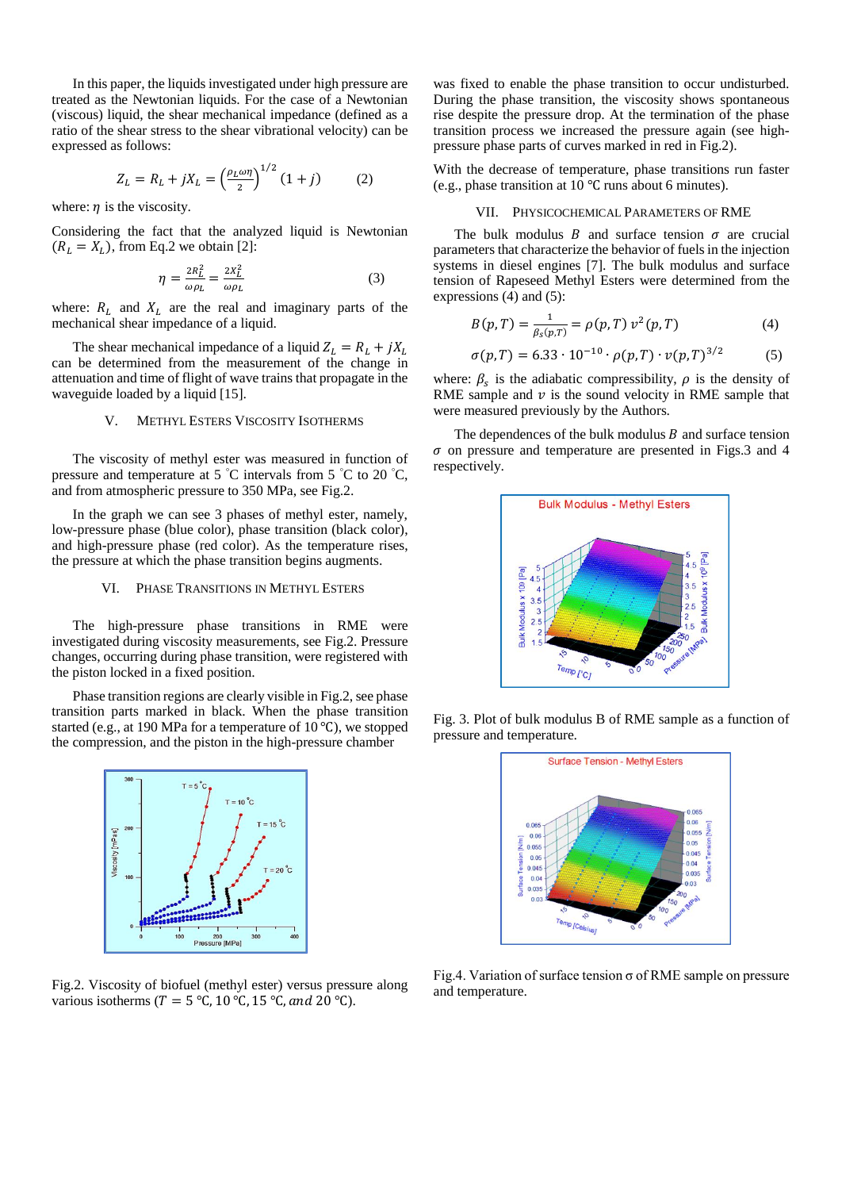In this paper, the liquids investigated under high pressure are treated as the Newtonian liquids. For the case of a Newtonian (viscous) liquid, the shear mechanical impedance (defined as a ratio of the shear stress to the shear vibrational velocity) can be expressed as follows:

$$Z_L = R_L + jX_L = \left(\frac{\rho_L \omega \eta}{2}\right)^{1/2}(1+j) \qquad (2)$$

where: $\eta$ is the viscosity.

Considering the fact that the analyzed liquid is Newtonian ($R_L = X_L$), from Eq.2 we obtain [2]:

$$\eta = \frac{2R_L^2}{\omega \rho_L} = \frac{2X_L^2}{\omega \rho_L} \qquad (3)$$

where: $R_L$ and $X_L$ are the real and imaginary parts of the mechanical shear impedance of a liquid.

The shear mechanical impedance of a liquid $Z_L = R_L + jX_L$ can be determined from the measurement of the change in attenuation and time of flight of wave trains that propagate in the waveguide loaded by a liquid [15].

## V. Methyl Esters Viscosity Isotherms

The viscosity of methyl ester was measured in function of pressure and temperature at 5 °C intervals from 5 °C to 20 °C, and from atmospheric pressure to 350 MPa, see Fig.2.

In the graph we can see 3 phases of methyl ester, namely, low-pressure phase (blue color), phase transition (black color), and high-pressure phase (red color). As the temperature rises, the pressure at which the phase transition begins augments.

## VI. Phase Transitions in Methyl Esters

The high-pressure phase transitions in RME were investigated during viscosity measurements, see Fig.2. Pressure changes, occurring during phase transition, were registered with the piston locked in a fixed position.

Phase transition regions are clearly visible in Fig.2, see phase transition parts marked in black. When the phase transition started (e.g., at 190 MPa for a temperature of 10 °C), we stopped the compression, and the piston in the high-pressure chamber was fixed to enable the phase transition to occur undisturbed. During the phase transition, the viscosity shows spontaneous rise despite the pressure drop. At the termination of the phase transition process we increased the pressure again (see high-pressure phase parts of curves marked in red in Fig.2).

Fig.2. Viscosity of biofuel (methyl ester) versus pressure along various isotherms ($T = 5$ °C, 10 °C, 15 °C, *and* 20 °C).

With the decrease of temperature, phase transitions run faster (e.g., phase transition at 10 °C runs about 6 minutes).

## VII. Physicochemical Parameters of RME

The bulk modulus $B$ and surface tension $\sigma$ are crucial parameters that characterize the behavior of fuels in the injection systems in diesel engines [7]. The bulk modulus and surface tension of Rapeseed Methyl Esters were determined from the expressions (4) and (5):

$$B(p,T) = \frac{1}{\beta_s(p,T)} = \rho(p,T)\, v^2(p,T) \qquad (4)$$

$$\sigma(p,T) = 6.33 \cdot 10^{-10} \cdot \rho(p,T) \cdot v(p,T)^{3/2} \qquad (5)$$

where: $\beta_s$ is the adiabatic compressibility, $\rho$ is the density of RME sample and $v$ is the sound velocity in RME sample that were measured previously by the Authors.

The dependences of the bulk modulus $B$ and surface tension $\sigma$ on pressure and temperature are presented in Figs.3 and 4 respectively.

Fig. 3. Plot of bulk modulus B of RME sample as a function of pressure and temperature.

Fig.4. Variation of surface tension σ of RME sample on pressure and temperature.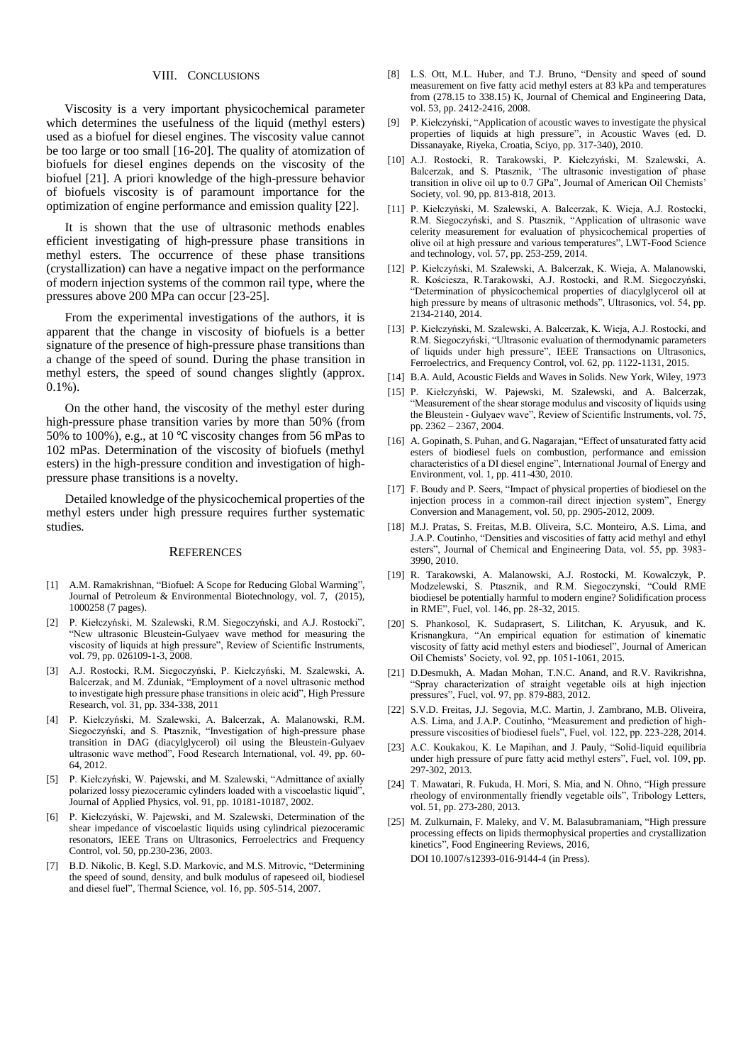## VIII. CONCLUSIONS

Viscosity is a very important physicochemical parameter which determines the usefulness of the liquid (methyl esters) used as a biofuel for diesel engines. The viscosity value cannot be too large or too small [16-20]. The quality of atomization of biofuels for diesel engines depends on the viscosity of the biofuel [21]. A priori knowledge of the high-pressure behavior of biofuels viscosity is of paramount importance for the optimization of engine performance and emission quality [22].

It is shown that the use of ultrasonic methods enables efficient investigating of high-pressure phase transitions in methyl esters. The occurrence of these phase transitions (crystallization) can have a negative impact on the performance of modern injection systems of the common rail type, where the pressures above 200 MPa can occur [23-25].

From the experimental investigations of the authors, it is apparent that the change in viscosity of biofuels is a better signature of the presence of high-pressure phase transitions than a change of the speed of sound. During the phase transition in methyl esters, the speed of sound changes slightly (approx. 0.1%).

On the other hand, the viscosity of the methyl ester during high-pressure phase transition varies by more than 50% (from 50% to 100%), e.g., at 10 ℃ viscosity changes from 56 mPas to 102 mPas. Determination of the viscosity of biofuels (methyl esters) in the high-pressure condition and investigation of high-pressure phase transitions is a novelty.

Detailed knowledge of the physicochemical properties of the methyl esters under high pressure requires further systematic studies.

## REFERENCES

[1] A.M. Ramakrishnan, "Biofuel: A Scope for Reducing Global Warming", Journal of Petroleum & Environmental Biotechnology, vol. 7, (2015), 1000258 (7 pages).

[2] P. Kiełczyński, M. Szalewski, R.M. Siegoczyński, and A.J. Rostocki", "New ultrasonic Bleustein-Gulyaev wave method for measuring the viscosity of liquids at high pressure", Review of Scientific Instruments, vol. 79, pp. 026109-1-3, 2008.

[3] A.J. Rostocki, R.M. Siegoczyński, P. Kiełczyński, M. Szalewski, A. Balcerzak, and M. Zduniak, "Employment of a novel ultrasonic method to investigate high pressure phase transitions in oleic acid", High Pressure Research, vol. 31, pp. 334-338, 2011

[4] P. Kiełczyński, M. Szalewski, A. Balcerzak, A. Malanowski, R.M. Siegoczyński, and S. Ptasznik, "Investigation of high-pressure phase transition in DAG (diacylglycerol) oil using the Bleustein-Gulyaev ultrasonic wave method", Food Research International, vol. 49, pp. 60-64, 2012.

[5] P. Kiełczyński, W. Pajewski, and M. Szalewski, "Admittance of axially polarized lossy piezoceramic cylinders loaded with a viscoelastic liquid", Journal of Applied Physics, vol. 91, pp. 10181-10187, 2002.

[6] P. Kiełczyński, W. Pajewski, and M. Szalewski, Determination of the shear impedance of viscoelastic liquids using cylindrical piezoceramic resonators, IEEE Trans on Ultrasonics, Ferroelectrics and Frequency Control, vol. 50, pp.230-236, 2003.

[7] B.D. Nikolic, B. Kegl, S.D. Markovic, and M.S. Mitrovic, "Determining the speed of sound, density, and bulk modulus of rapeseed oil, biodiesel and diesel fuel", Thermal Science, vol. 16, pp. 505-514, 2007.

[8] L.S. Ott, M.L. Huber, and T.J. Bruno, "Density and speed of sound measurement on five fatty acid methyl esters at 83 kPa and temperatures from (278.15 to 338.15) K, Journal of Chemical and Engineering Data, vol. 53, pp. 2412-2416, 2008.

[9] P. Kiełczyński, "Application of acoustic waves to investigate the physical properties of liquids at high pressure", in Acoustic Waves (ed. D. Dissanayake, Riyeka, Croatia, Sciyo, pp. 317-340), 2010.

[10] A.J. Rostocki, R. Tarakowski, P. Kiełczyński, M. Szalewski, A. Balcerzak, and S. Ptasznik, 'The ultrasonic investigation of phase transition in olive oil up to 0.7 GPa", Journal of American Oil Chemists' Society, vol. 90, pp. 813-818, 2013.

[11] P. Kiełczyński, M. Szalewski, A. Balcerzak, K. Wieja, A.J. Rostocki, R.M. Siegoczyński, and S. Ptasznik, "Application of ultrasonic wave celerity measurement for evaluation of physicochemical properties of olive oil at high pressure and various temperatures", LWT-Food Science and technology, vol. 57, pp. 253-259, 2014.

[12] P. Kiełczyński, M. Szalewski, A. Balcerzak, K. Wieja, A. Malanowski, R. Kościesza, R.Tarakowski, A.J. Rostocki, and R.M. Siegoczyński, "Determination of physicochemical properties of diacylglycerol oil at high pressure by means of ultrasonic methods", Ultrasonics, vol. 54, pp. 2134-2140, 2014.

[13] P. Kiełczyński, M. Szalewski, A. Balcerzak, K. Wieja, A.J. Rostocki, and R.M. Siegoczyński, "Ultrasonic evaluation of thermodynamic parameters of liquids under high pressure", IEEE Transactions on Ultrasonics, Ferroelectrics, and Frequency Control, vol. 62, pp. 1122-1131, 2015.

[14] B.A. Auld, Acoustic Fields and Waves in Solids. New York, Wiley, 1973

[15] P. Kiełczyński, W. Pajewski, M. Szalewski, and A. Balcerzak, "Measurement of the shear storage modulus and viscosity of liquids using the Bleustein - Gulyaev wave", Review of Scientific Instruments, vol. 75, pp. 2362 – 2367, 2004.

[16] A. Gopinath, S. Puhan, and G. Nagarajan, "Effect of unsaturated fatty acid esters of biodiesel fuels on combustion, performance and emission characteristics of a DI diesel engine", International Journal of Energy and Environment, vol. 1, pp. 411-430, 2010.

[17] F. Boudy and P. Seers, "Impact of physical properties of biodiesel on the injection process in a common-rail direct injection system", Energy Conversion and Management, vol. 50, pp. 2905-2012, 2009.

[18] M.J. Pratas, S. Freitas, M.B. Oliveira, S.C. Monteiro, A.S. Lima, and J.A.P. Coutinho, "Densities and viscosities of fatty acid methyl and ethyl esters", Journal of Chemical and Engineering Data, vol. 55, pp. 3983-3990, 2010.

[19] R. Tarakowski, A. Malanowski, A.J. Rostocki, M. Kowalczyk, P. Modzelewski, S. Ptasznik, and R.M. Siegoczynski, "Could RME biodiesel be potentially harmful to modern engine? Solidification process in RME", Fuel, vol. 146, pp. 28-32, 2015.

[20] S. Phankosol, K. Sudaprasert, S. Lilitchan, K. Aryusuk, and K. Krisnangkura, "An empirical equation for estimation of kinematic viscosity of fatty acid methyl esters and biodiesel", Journal of American Oil Chemists' Society, vol. 92, pp. 1051-1061, 2015.

[21] D.Desmukh, A. Madan Mohan, T.N.C. Anand, and R.V. Ravikrishna, "Spray characterization of straight vegetable oils at high injection pressures", Fuel, vol. 97, pp. 879-883, 2012.

[22] S.V.D. Freitas, J.J. Segovia, M.C. Martin, J. Zambrano, M.B. Oliveira, A.S. Lima, and J.A.P. Coutinho, "Measurement and prediction of high-pressure viscosities of biodiesel fuels", Fuel, vol. 122, pp. 223-228, 2014.

[23] A.C. Koukakou, K. Le Mapihan, and J. Pauly, "Solid-liquid equilibria under high pressure of pure fatty acid methyl esters", Fuel, vol. 109, pp. 297-302, 2013.

[24] T. Mawatari, R. Fukuda, H. Mori, S. Mia, and N. Ohno, "High pressure rheology of environmentally friendly vegetable oils", Tribology Letters, vol. 51, pp. 273-280, 2013.

[25] M. Zulkurnain, F. Maleky, and V. M. Balasubramaniam, "High pressure processing effects on lipids thermophysical properties and crystallization kinetics", Food Engineering Reviews, 2016, DOI 10.1007/s12393-016-9144-4 (in Press).